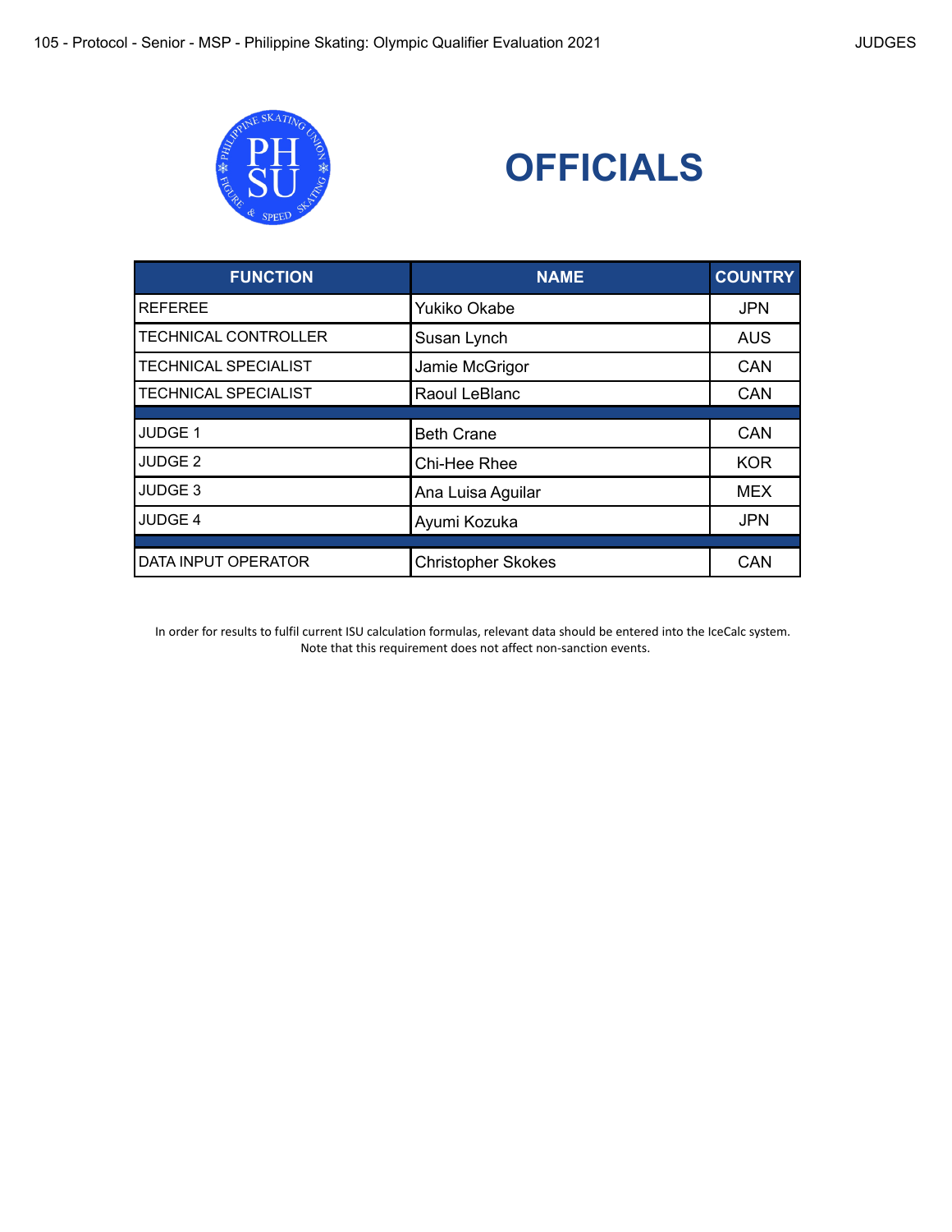# OFFICIALS

| FUNCTION | NAME | COUNTRY |
| --- | --- | --- |
| REFEREE | Yukiko Okabe | JPN |
| TECHNICAL CONTROLLER | Susan Lynch | AUS |
| TECHNICAL SPECIALIST | Jamie McGrigor | CAN |
| TECHNICAL SPECIALIST | Raoul LeBlanc | CAN |
| | | |
| JUDGE 1 | Beth Crane | CAN |
| JUDGE 2 | Chi-Hee Rhee | KOR |
| JUDGE 3 | Ana Luisa Aguilar | MEX |
| JUDGE 4 | Ayumi Kozuka | JPN |
| | | |
| DATA INPUT OPERATOR | Christopher Skokes | CAN |

In order for results to fulfil current ISU calculation formulas, relevant data should be entered into the IceCalc system.
Note that this requirement does not affect non-sanction events.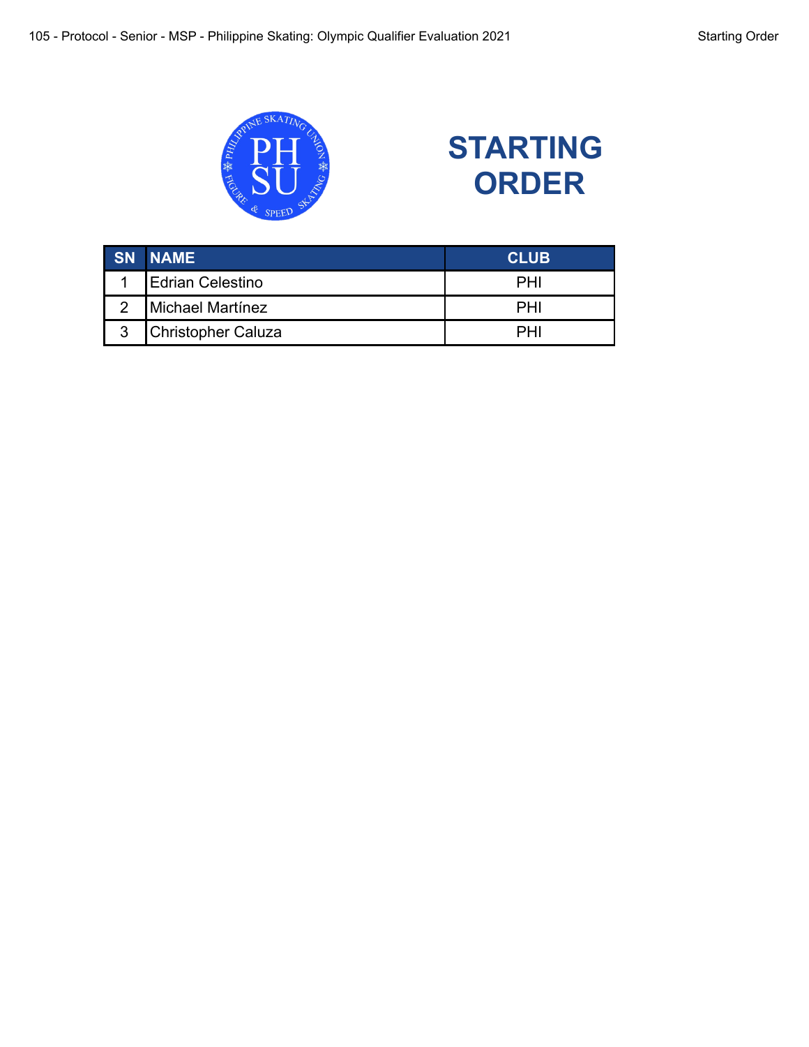# STARTING ORDER

| SN | NAME | CLUB |
|---|---|---|
| 1 | Edrian Celestino | PHI |
| 2 | Michael Martínez | PHI |
| 3 | Christopher Caluza | PHI |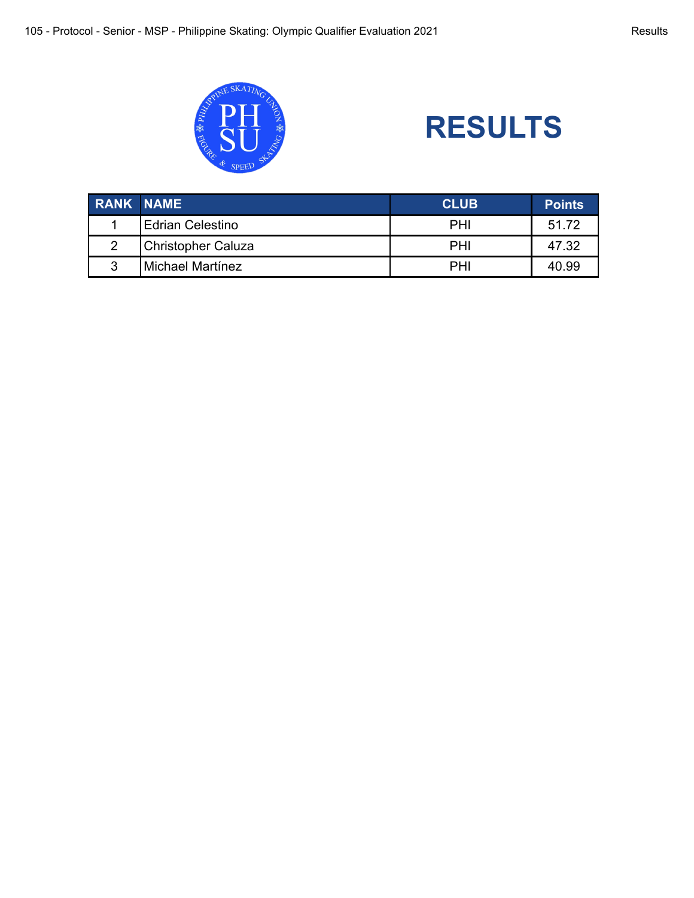# RESULTS

| RANK | NAME | CLUB | Points |
|---|---|---|---|
| 1 | Edrian Celestino | PHI | 51.72 |
| 2 | Christopher Caluza | PHI | 47.32 |
| 3 | Michael Martínez | PHI | 40.99 |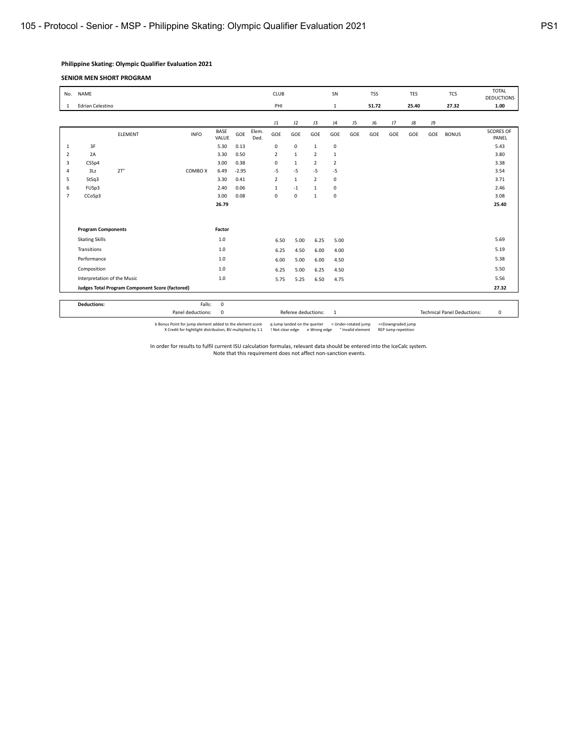## Philippine Skating: Olympic Qualifier Evaluation 2021

### SENIOR MEN SHORT PROGRAM

| No. | NAME | CLUB | SN | TSS | TES | TCS | TOTAL DEDUCTIONS |
|---|---|---|---|---|---|---|---|
| 1 | Edrian Celestino | PHI | 1 | 51.72 | 25.40 | 27.32 | 1.00 |

| | ELEMENT | | INFO | BASE VALUE | GOE | Elem. Ded. | J1 GOE | J2 GOE | J3 GOE | J4 GOE | J5 GOE | J6 GOE | J7 GOE | J8 GOE | J9 GOE | BONUS | SCORES OF PANEL |
|---|---|---|---|---|---|---|---|---|---|---|---|---|---|---|---|---|---|
| 1 | 3F | | | 5.30 | 0.13 | | 0 | 0 | 1 | 0 | | | | | | | 5.43 |
| 2 | 2A | | | 3.30 | 0.50 | | 2 | 1 | 2 | 1 | | | | | | | 3.80 |
| 3 | CSSp4 | | | 3.00 | 0.38 | | 0 | 1 | 2 | 2 | | | | | | | 3.38 |
| 4 | 3Lz | 2T* | COMBO X | 6.49 | -2.95 | | -5 | -5 | -5 | -5 | | | | | | | 3.54 |
| 5 | StSq3 | | | 3.30 | 0.41 | | 2 | 1 | 2 | 0 | | | | | | | 3.71 |
| 6 | FUSp3 | | | 2.40 | 0.06 | | 1 | -1 | 1 | 0 | | | | | | | 2.46 |
| 7 | CCoSp3 | | | 3.00 | 0.08 | | 0 | 0 | 1 | 0 | | | | | | | 3.08 |
| | | | | 26.79 | | | | | | | | | | | | | 25.40 |

| Program Components | Factor | J1 | J2 | J3 | J4 | J5 | J6 | J7 | J8 | J9 | SCORES OF PANEL |
|---|---|---|---|---|---|---|---|---|---|---|---|
| Skating Skills | 1.0 | 6.50 | 5.00 | 6.25 | 5.00 | | | | | | 5.69 |
| Transitions | 1.0 | 6.25 | 4.50 | 6.00 | 4.00 | | | | | | 5.19 |
| Performance | 1.0 | 6.00 | 5.00 | 6.00 | 4.50 | | | | | | 5.38 |
| Composition | 1.0 | 6.25 | 5.00 | 6.25 | 4.50 | | | | | | 5.50 |
| Interpretation of the Music | 1.0 | 5.75 | 5.25 | 6.50 | 4.75 | | | | | | 5.56 |
| **Judges Total Program Component Score (factored)** | | | | | | | | | | | **27.32** |

| Deductions: | | | | | |
|---|---|---|---|---|---|
| | Falls: | 0 | | | |
| | Panel deductions: | 0 | Referee deductions: 1 | Technical Panel Deductions: | 0 |

b Bonus Point for jump element added to the element score  q Jump landed on the quarter  < Under-rotated jump  << Downgraded jump
X Credit for hightlight distribution, BV multiplied by 1.1  ! Not clear edge  e Wrong edge  * Invalid element  REP Jump repetition

In order for results to fulfil current ISU calculation formulas, relevant data should be entered into the IceCalc system.
Note that this requirement does not affect non-sanction events.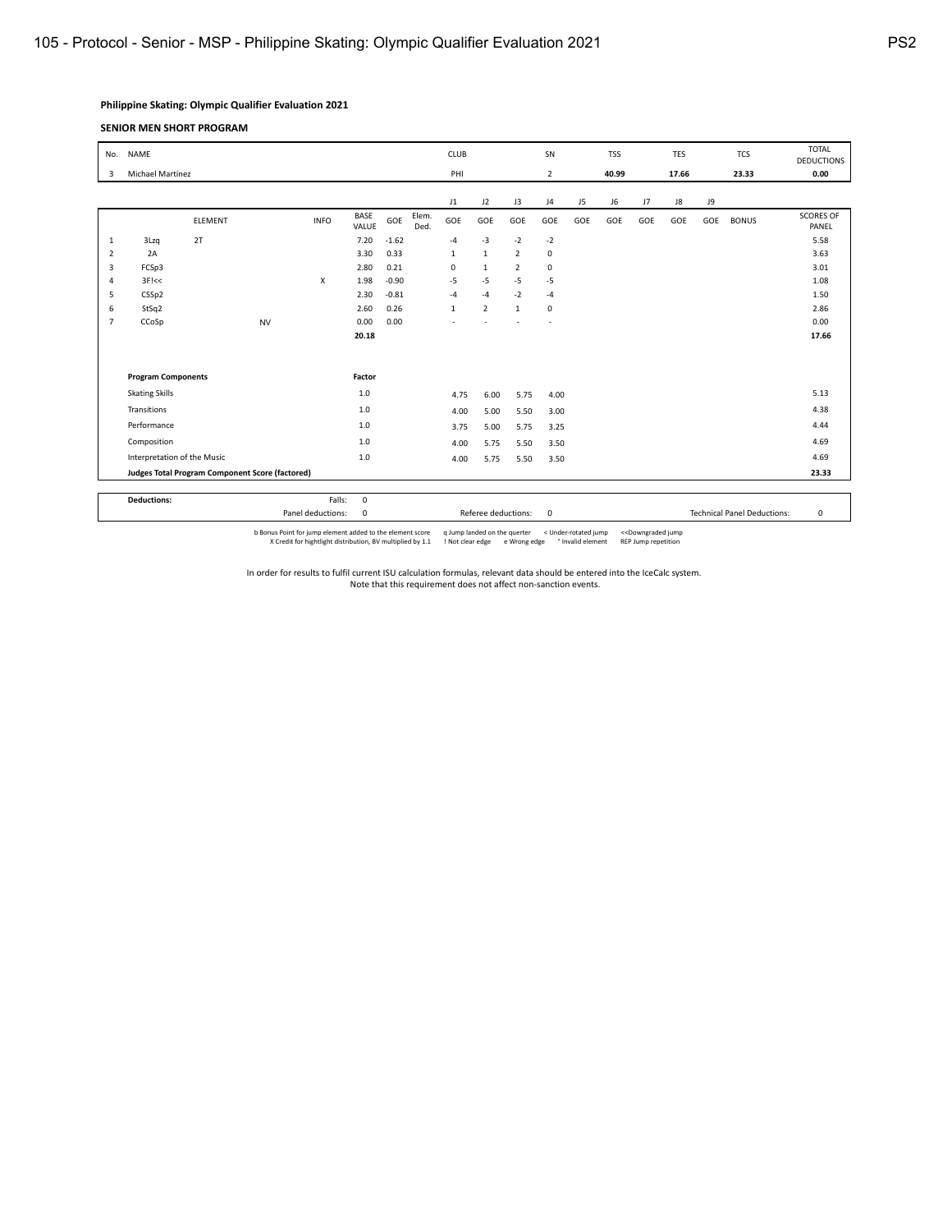**Philippine Skating: Olympic Qualifier Evaluation 2021**

**SENIOR MEN SHORT PROGRAM**

| No. | NAME | CLUB | SN | TSS | TES | TCS | TOTAL DEDUCTIONS |
|---|---|---|---|---|---|---|---|
| 3 | Michael Martinez | PHI | 2 | **40.99** | **17.66** | **23.33** | **0.00** |

| | ELEMENT | | INFO | BASE VALUE | GOE | Elem. Ded. | J1 GOE | J2 GOE | J3 GOE | J4 GOE | J5 GOE | J6 GOE | J7 GOE | J8 GOE | J9 GOE | BONUS | SCORES OF PANEL |
|---|---|---|---|---|---|---|---|---|---|---|---|---|---|---|---|---|---|
| 1 | 3Lzq | 2T | | 7.20 | -1.62 | | -4 | -3 | -2 | -2 | | | | | | | 5.58 |
| 2 | 2A | | | 3.30 | 0.33 | | 1 | 1 | 2 | 0 | | | | | | | 3.63 |
| 3 | FCSp3 | | | 2.80 | 0.21 | | 0 | 1 | 2 | 0 | | | | | | | 3.01 |
| 4 | 3F!<< | | X | 1.98 | -0.90 | | -5 | -5 | -5 | -5 | | | | | | | 1.08 |
| 5 | CSSp2 | | | 2.30 | -0.81 | | -4 | -4 | -2 | -4 | | | | | | | 1.50 |
| 6 | StSq2 | | | 2.60 | 0.26 | | 1 | 2 | 1 | 0 | | | | | | | 2.86 |
| 7 | CCoSp | NV | | 0.00 | 0.00 | | - | - | - | - | | | | | | | 0.00 |
| | | | | **20.18** | | | | | | | | | | | | | **17.66** |

| Program Components | Factor | J1 | J2 | J3 | J4 | J5 | J6 | J7 | J8 | J9 | SCORES OF PANEL |
|---|---|---|---|---|---|---|---|---|---|---|---|
| Skating Skills | 1.0 | 4.75 | 6.00 | 5.75 | 4.00 | | | | | | 5.13 |
| Transitions | 1.0 | 4.00 | 5.00 | 5.50 | 3.00 | | | | | | 4.38 |
| Performance | 1.0 | 3.75 | 5.00 | 5.75 | 3.25 | | | | | | 4.44 |
| Composition | 1.0 | 4.00 | 5.75 | 5.50 | 3.50 | | | | | | 4.69 |
| Interpretation of the Music | 1.0 | 4.00 | 5.75 | 5.50 | 3.50 | | | | | | 4.69 |
| **Judges Total Program Component Score (factored)** | | | | | | | | | | | **23.33** |

| **Deductions:** | | | | |
|---|---|---|---|---|
| Falls: | 0 | | | |
| Panel deductions: | 0 | Referee deductions: 0 | Technical Panel Deductions: | 0 |

b Bonus Point for jump element added to the element score | X Credit for hightlight distribution, BV multiplied by 1.1 | q Jump landed on the quarter | ! Not clear edge | e Wrong edge | < Under-rotated jump | * Invalid element | << Downgraded jump | REP Jump repetition

In order for results to fulfil current ISU calculation formulas, relevant data should be entered into the IceCalc system.
Note that this requirement does not affect non-sanction events.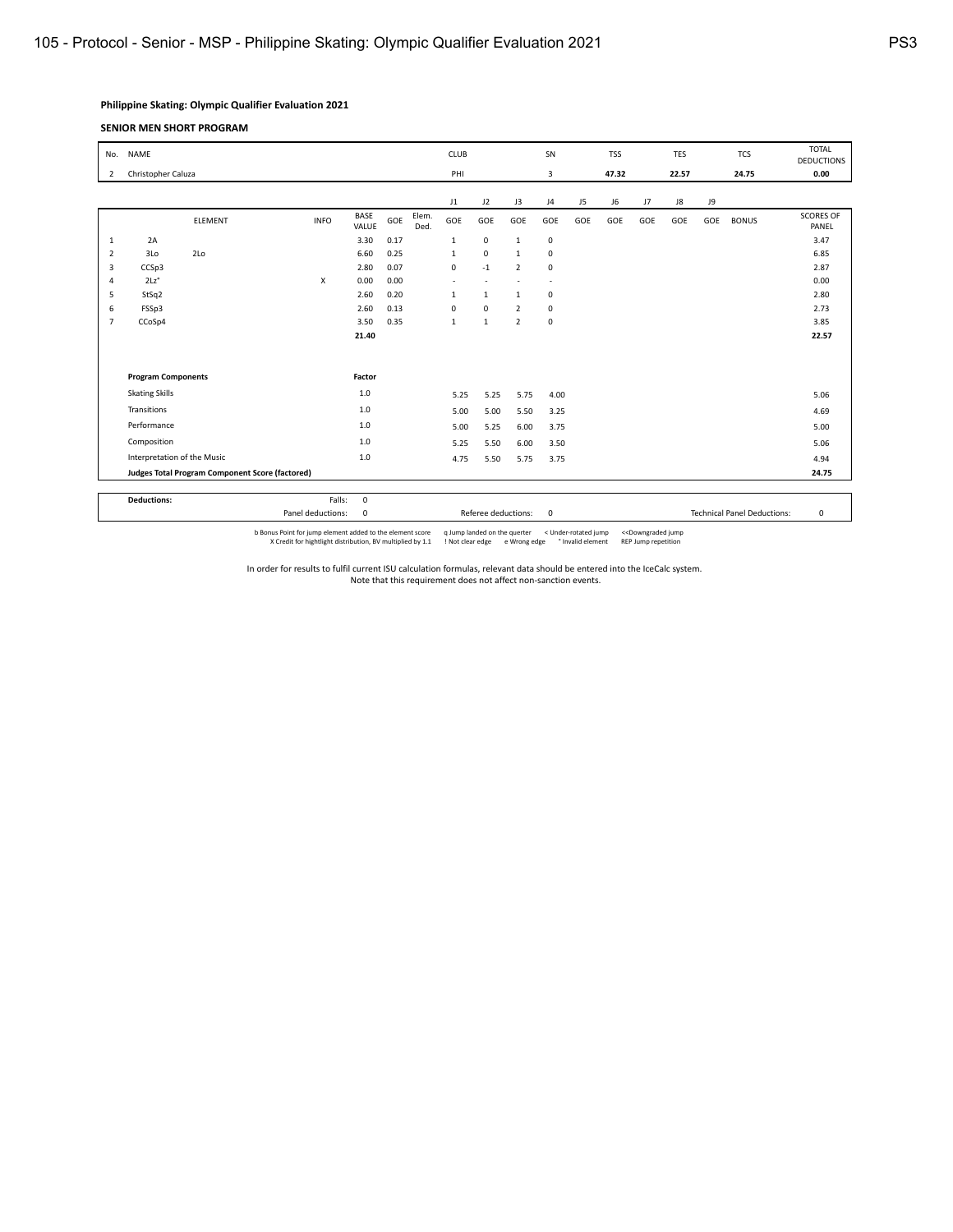**Philippine Skating: Olympic Qualifier Evaluation 2021**

**SENIOR MEN SHORT PROGRAM**

| No. | NAME | CLUB | SN | TSS | TES | TCS | TOTAL DEDUCTIONS |
|---|---|---|---|---|---|---|---|
| 2 | Christopher Caluza | PHI | 3 | 47.32 | 22.57 | 24.75 | 0.00 |

| | ELEMENT | | INFO | BASE VALUE | GOE | Elem. Ded. | J1 GOE | J2 GOE | J3 GOE | J4 GOE | J5 GOE | J6 GOE | J7 GOE | J8 GOE | J9 GOE | BONUS | SCORES OF PANEL |
|---|---|---|---|---|---|---|---|---|---|---|---|---|---|---|---|---|---|
| 1 | 2A | | | 3.30 | 0.17 | | 1 | 0 | 1 | 0 | | | | | | | 3.47 |
| 2 | 3Lo | 2Lo | | 6.60 | 0.25 | | 1 | 0 | 1 | 0 | | | | | | | 6.85 |
| 3 | CCSp3 | | | 2.80 | 0.07 | | 0 | -1 | 2 | 0 | | | | | | | 2.87 |
| 4 | 2Lz* | | X | 0.00 | 0.00 | | - | - | - | - | | | | | | | 0.00 |
| 5 | StSq2 | | | 2.60 | 0.20 | | 1 | 1 | 1 | 0 | | | | | | | 2.80 |
| 6 | FSSp3 | | | 2.60 | 0.13 | | 0 | 0 | 2 | 0 | | | | | | | 2.73 |
| 7 | CCoSp4 | | | 3.50 | 0.35 | | 1 | 1 | 2 | 0 | | | | | | | 3.85 |
| | | | | 21.40 | | | | | | | | | | | | | 22.57 |

| Program Components | Factor | J1 | J2 | J3 | J4 | J5 | J6 | J7 | J8 | J9 | SCORES OF PANEL |
|---|---|---|---|---|---|---|---|---|---|---|---|
| Skating Skills | 1.0 | 5.25 | 5.25 | 5.75 | 4.00 | | | | | | 5.06 |
| Transitions | 1.0 | 5.00 | 5.00 | 5.50 | 3.25 | | | | | | 4.69 |
| Performance | 1.0 | 5.00 | 5.25 | 6.00 | 3.75 | | | | | | 5.00 |
| Composition | 1.0 | 5.25 | 5.50 | 6.00 | 3.50 | | | | | | 5.06 |
| Interpretation of the Music | 1.0 | 4.75 | 5.50 | 5.75 | 3.75 | | | | | | 4.94 |
| **Judges Total Program Component Score (factored)** | | | | | | | | | | | **24.75** |

| | | | | |
|---|---|---|---|---|
| **Deductions:** | Falls: | 0 | | |
| | Panel deductions: | 0 | Referee deductions: 0 | Technical Panel Deductions: 0 |

b Bonus Point for jump element added to the element score  q Jump landed on the quarter  < Under-rotated jump  <<Downgraded jump
X Credit for hightlight distribution, BV multiplied by 1.1  ! Not clear edge  e Wrong edge  * Invalid element  REP Jump repetition

In order for results to fulfil current ISU calculation formulas, relevant data should be entered into the IceCalc system.
Note that this requirement does not affect non-sanction events.